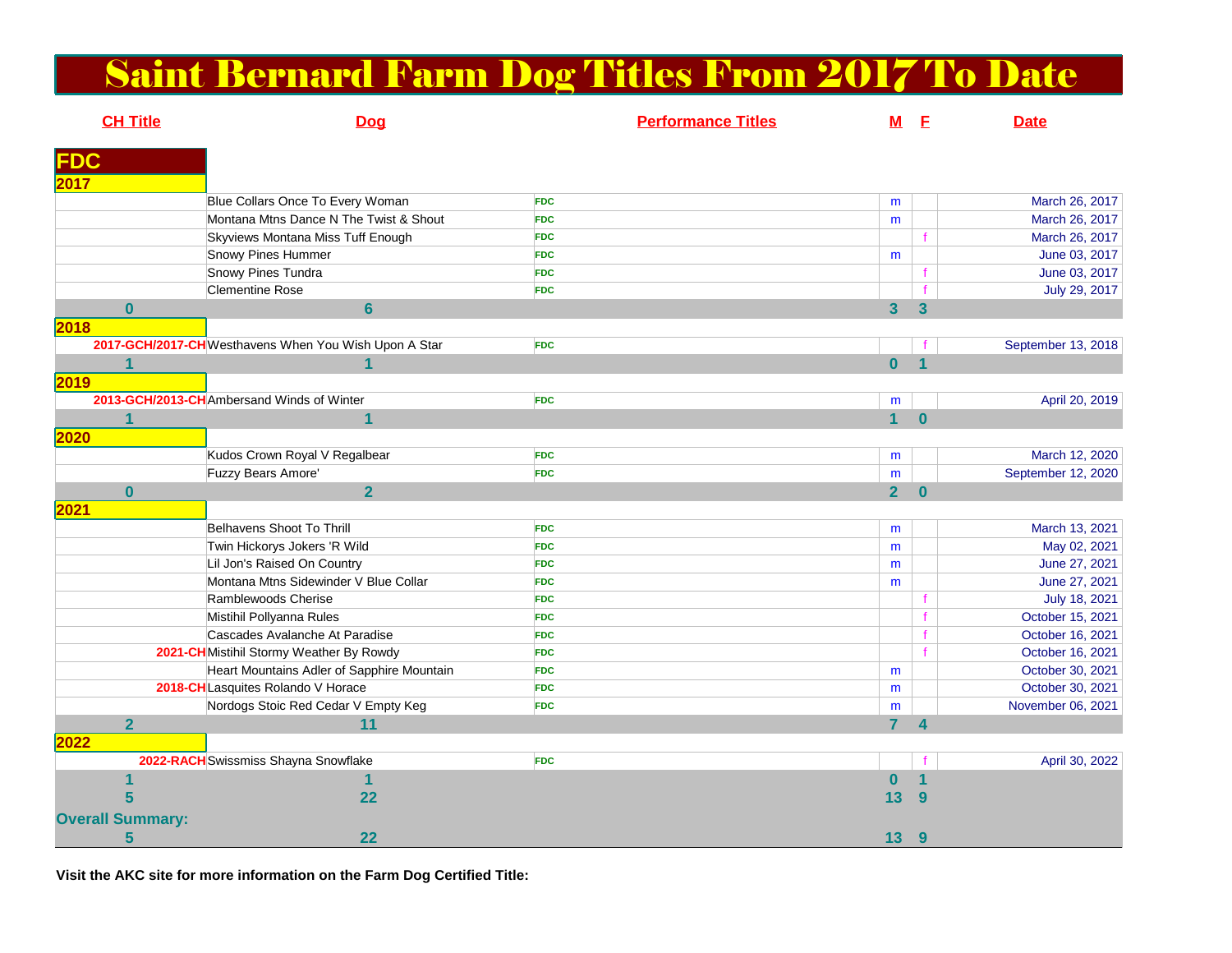# Saint Bernard Farm Dog Titles From 2017 To Date

| CH Title | Dog | Performance Titles | M | F | Date |
|---|---|---|---|---|---|
| **FDC** | | | | | |
| **2017** | | | | | |
| | Blue Collars Once To Every Woman | FDC | m | | March 26, 2017 |
| | Montana Mtns Dance N The Twist & Shout | FDC | m | | March 26, 2017 |
| | Skyviews Montana Miss Tuff Enough | FDC | | f | March 26, 2017 |
| | Snowy Pines Hummer | FDC | m | | June 03, 2017 |
| | Snowy Pines Tundra | FDC | | f | June 03, 2017 |
| | Clementine Rose | FDC | | f | July 29, 2017 |
| **0** | **6** | | **3** | **3** | |
| **2018** | | | | | |
| 2017-GCH/2017-CH | Westhavens When You Wish Upon A Star | FDC | | f | September 13, 2018 |
| **1** | **1** | | **0** | **1** | |
| **2019** | | | | | |
| 2013-GCH/2013-CH | Ambersand Winds of Winter | FDC | m | | April 20, 2019 |
| **1** | **1** | | **1** | **0** | |
| **2020** | | | | | |
| | Kudos Crown Royal V Regalbear | FDC | m | | March 12, 2020 |
| | Fuzzy Bears Amore' | FDC | m | | September 12, 2020 |
| **0** | **2** | | **2** | **0** | |
| **2021** | | | | | |
| | Belhavens Shoot To Thrill | FDC | m | | March 13, 2021 |
| | Twin Hickorys Jokers 'R Wild | FDC | m | | May 02, 2021 |
| | Lil Jon's Raised On Country | FDC | m | | June 27, 2021 |
| | Montana Mtns Sidewinder V Blue Collar | FDC | m | | June 27, 2021 |
| | Ramblewoods Cherise | FDC | | f | July 18, 2021 |
| | Mistihil Pollyanna Rules | FDC | | f | October 15, 2021 |
| | Cascades Avalanche At Paradise | FDC | | f | October 16, 2021 |
| 2021-CH | Mistihil Stormy Weather By Rowdy | FDC | | f | October 16, 2021 |
| | Heart Mountains Adler of Sapphire Mountain | FDC | m | | October 30, 2021 |
| 2018-CH | Lasquites Rolando V Horace | FDC | m | | October 30, 2021 |
| | Nordogs Stoic Red Cedar V Empty Keg | FDC | m | | November 06, 2021 |
| **2** | **11** | | **7** | **4** | |
| **2022** | | | | | |
| 2022-RACH | Swissmiss Shayna Snowflake | FDC | | f | April 30, 2022 |
| **1** | **1** | | **0** | **1** | |
| **5** | **22** | | **13** | **9** | |
| **Overall Summary:** | | | | | |
| **5** | **22** | | **13** | **9** | |

**Visit the AKC site for more information on the Farm Dog Certified Title:**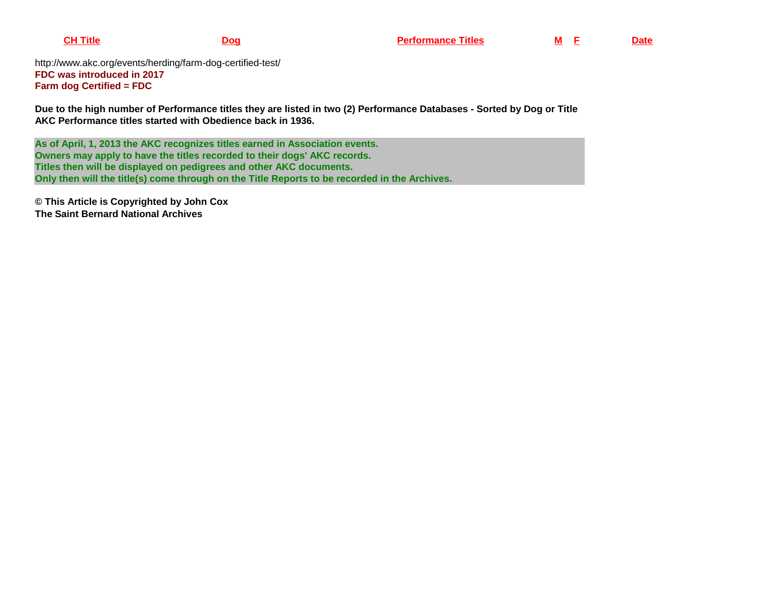| CH Title | Dog | Performance Titles | M | F | Date |
| --- | --- | --- | --- | --- | --- |

http://www.akc.org/events/herding/farm-dog-certified-test/

**FDC was introduced in 2017**

**Farm dog Certified = FDC**

**Due to the high number of Performance titles they are listed in two (2) Performance Databases - Sorted by Dog or Title**
**AKC Performance titles started with Obedience back in 1936.**

**As of April, 1, 2013 the AKC recognizes titles earned in Association events.**
**Owners may apply to have the titles recorded to their dogs' AKC records.**
**Titles then will be displayed on pedigrees and other AKC documents.**
**Only then will the title(s) come through on the Title Reports to be recorded in the Archives.**

**© This Article is Copyrighted by John Cox**
**The Saint Bernard National Archives**